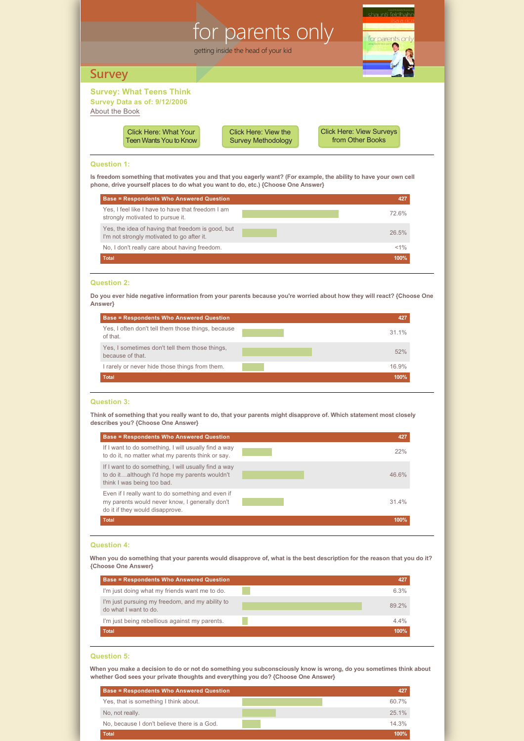# for parents only

getting inside the head of your kid

## Survey

### Survey: What Teens Think

**Survey Data as of: 9/12/2006**

About the Book

Click Here: What Your Teen Wants You to Know | Click Here: View the Survey Methodology | Click Here: View Surveys from Other Books

### Question 1:

**Is freedom something that motivates you and that you eagerly want? (For example, the ability to have your own cell phone, drive yourself places to do what you want to do, etc.) {Choose One Answer}**

| Base = Respondents Who Answered Question | 427 |
|---|---|
| Yes, I feel like I have to have that freedom I am strongly motivated to pursue it. | 72.6% |
| Yes, the idea of having that freedom is good, but I'm not strongly motivated to go after it. | 26.5% |
| No, I don't really care about having freedom. | <1% |
| Total | 100% |

### Question 2:

**Do you ever hide negative information from your parents because you're worried about how they will react? {Choose One Answer}**

| Base = Respondents Who Answered Question | 427 |
|---|---|
| Yes, I often don't tell them those things, because of that. | 31.1% |
| Yes, I sometimes don't tell them those things, because of that. | 52% |
| I rarely or never hide those things from them. | 16.9% |
| Total | 100% |

### Question 3:

**Think of something that you really want to do, that your parents might disapprove of. Which statement most closely describes you? {Choose One Answer}**

| Base = Respondents Who Answered Question | 427 |
|---|---|
| If I want to do something, I will usually find a way to do it, no matter what my parents think or say. | 22% |
| If I want to do something, I will usually find a way to do it…although I'd hope my parents wouldn't think I was being too bad. | 46.6% |
| Even if I really want to do something and even if my parents would never know, I generally don't do it if they would disapprove. | 31.4% |
| Total | 100% |

### Question 4:

**When you do something that your parents would disapprove of, what is the best description for the reason that you do it? {Choose One Answer}**

| Base = Respondents Who Answered Question | 427 |
|---|---|
| I'm just doing what my friends want me to do. | 6.3% |
| I'm just pursuing my freedom, and my ability to do what I want to do. | 89.2% |
| I'm just being rebellious against my parents. | 4.4% |
| Total | 100% |

### Question 5:

**When you make a decision to do or not do something you subconsciously know is wrong, do you sometimes think about whether God sees your private thoughts and everything you do? {Choose One Answer}**

| Base = Respondents Who Answered Question | 427 |
|---|---|
| Yes, that is something I think about. | 60.7% |
| No, not really. | 25.1% |
| No, because I don't believe there is a God. | 14.3% |
| Total | 100% |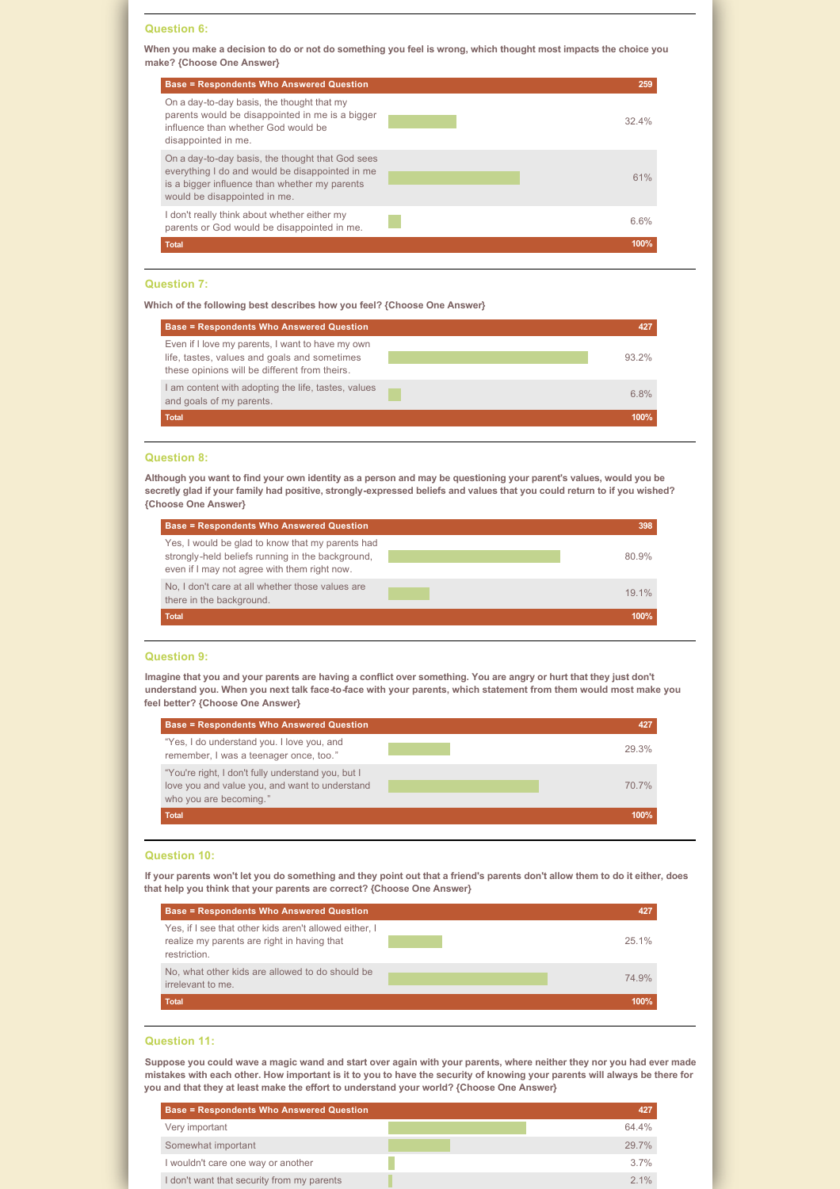### Question 6:

**When you make a decision to do or not do something you feel is wrong, which thought most impacts the choice you make? {Choose One Answer}**

| Base = Respondents Who Answered Question | 259 |
|---|---|
| On a day-to-day basis, the thought that my parents would be disappointed in me is a bigger influence than whether God would be disappointed in me. | 32.4% |
| On a day-to-day basis, the thought that God sees everything I do and would be disappointed in me is a bigger influence than whether my parents would be disappointed in me. | 61% |
| I don't really think about whether either my parents or God would be disappointed in me. | 6.6% |
| **Total** | **100%** |

### Question 7:

**Which of the following best describes how you feel? {Choose One Answer}**

| Base = Respondents Who Answered Question | 427 |
|---|---|
| Even if I love my parents, I want to have my own life, tastes, values and goals and sometimes these opinions will be different from theirs. | 93.2% |
| I am content with adopting the life, tastes, values and goals of my parents. | 6.8% |
| **Total** | **100%** |

### Question 8:

**Although you want to find your own identity as a person and may be questioning your parent's values, would you be secretly glad if your family had positive, strongly-expressed beliefs and values that you could return to if you wished? {Choose One Answer}**

| Base = Respondents Who Answered Question | 398 |
|---|---|
| Yes, I would be glad to know that my parents had strongly-held beliefs running in the background, even if I may not agree with them right now. | 80.9% |
| No, I don't care at all whether those values are there in the background. | 19.1% |
| **Total** | **100%** |

### Question 9:

**Imagine that you and your parents are having a conflict over something. You are angry or hurt that they just don't understand you. When you next talk face-to-face with your parents, which statement from them would most make you feel better? {Choose One Answer}**

| Base = Respondents Who Answered Question | 427 |
|---|---|
| "Yes, I do understand you. I love you, and remember, I was a teenager once, too." | 29.3% |
| "You're right, I don't fully understand you, but I love you and value you, and want to understand who you are becoming." | 70.7% |
| **Total** | **100%** |

### Question 10:

**If your parents won't let you do something and they point out that a friend's parents don't allow them to do it either, does that help you think that your parents are correct? {Choose One Answer}**

| Base = Respondents Who Answered Question | 427 |
|---|---|
| Yes, if I see that other kids aren't allowed either, I realize my parents are right in having that restriction. | 25.1% |
| No, what other kids are allowed to do should be irrelevant to me. | 74.9% |
| **Total** | **100%** |

### Question 11:

**Suppose you could wave a magic wand and start over again with your parents, where neither they nor you had ever made mistakes with each other. How important is it to you to have the security of knowing your parents will always be there for you and that they at least make the effort to understand your world? {Choose One Answer}**

| Base = Respondents Who Answered Question | 427 |
|---|---|
| Very important | 64.4% |
| Somewhat important | 29.7% |
| I wouldn't care one way or another | 3.7% |
| I don't want that security from my parents | 2.1% |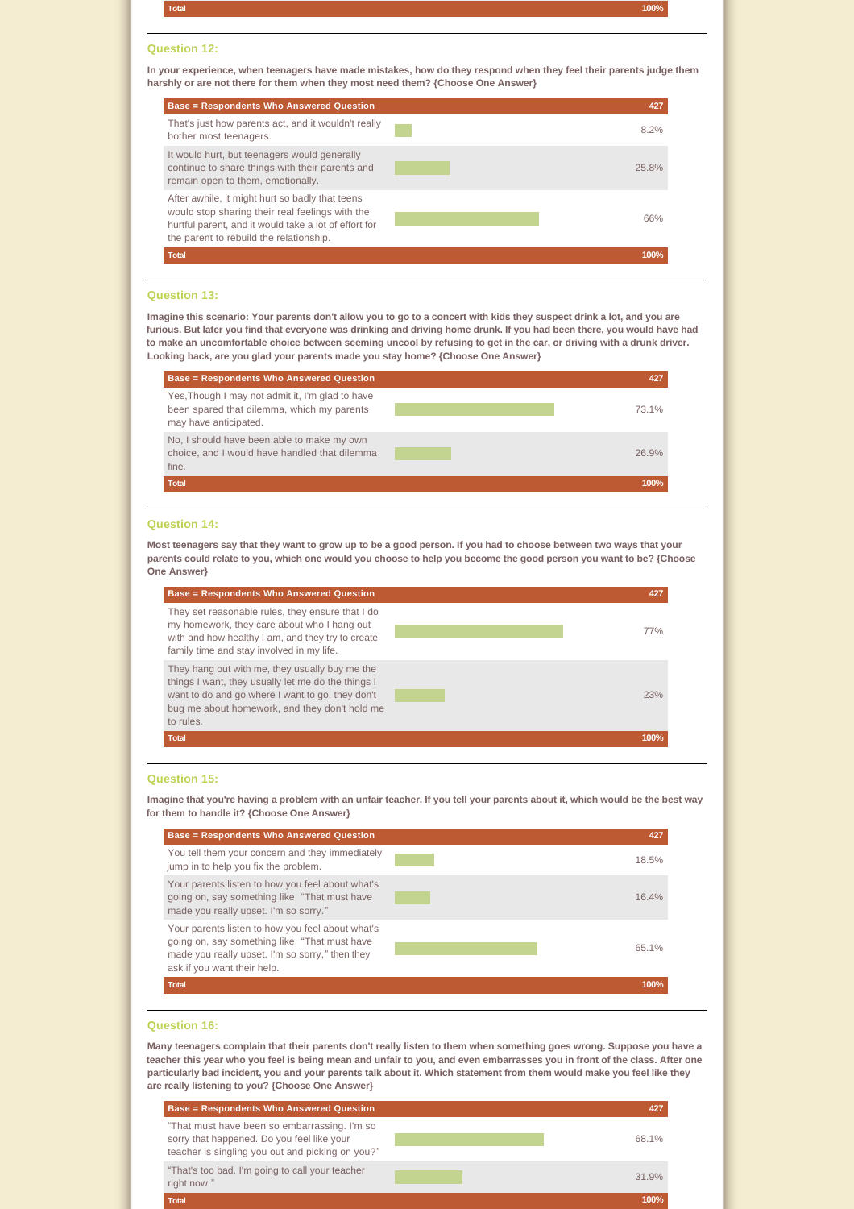| Total | 100% |
|---|---|

### Question 12:

**In your experience, when teenagers have made mistakes, how do they respond when they feel their parents judge them harshly or are not there for them when they most need them? {Choose One Answer}**

| Base = Respondents Who Answered Question | 427 |
|---|---|
| That's just how parents act, and it wouldn't really bother most teenagers. | 8.2% |
| It would hurt, but teenagers would generally continue to share things with their parents and remain open to them, emotionally. | 25.8% |
| After awhile, it might hurt so badly that teens would stop sharing their real feelings with the hurtful parent, and it would take a lot of effort for the parent to rebuild the relationship. | 66% |
| Total | 100% |

### Question 13:

**Imagine this scenario: Your parents don't allow you to go to a concert with kids they suspect drink a lot, and you are furious. But later you find that everyone was drinking and driving home drunk. If you had been there, you would have had to make an uncomfortable choice between seeming uncool by refusing to get in the car, or driving with a drunk driver. Looking back, are you glad your parents made you stay home? {Choose One Answer}**

| Base = Respondents Who Answered Question | 427 |
|---|---|
| Yes,Though I may not admit it, I'm glad to have been spared that dilemma, which my parents may have anticipated. | 73.1% |
| No, I should have been able to make my own choice, and I would have handled that dilemma fine. | 26.9% |
| Total | 100% |

### Question 14:

**Most teenagers say that they want to grow up to be a good person. If you had to choose between two ways that your parents could relate to you, which one would you choose to help you become the good person you want to be? {Choose One Answer}**

| Base = Respondents Who Answered Question | 427 |
|---|---|
| They set reasonable rules, they ensure that I do my homework, they care about who I hang out with and how healthy I am, and they try to create family time and stay involved in my life. | 77% |
| They hang out with me, they usually buy me the things I want, they usually let me do the things I want to do and go where I want to go, they don't bug me about homework, and they don't hold me to rules. | 23% |
| Total | 100% |

### Question 15:

**Imagine that you're having a problem with an unfair teacher. If you tell your parents about it, which would be the best way for them to handle it? {Choose One Answer}**

| Base = Respondents Who Answered Question | 427 |
|---|---|
| You tell them your concern and they immediately jump in to help you fix the problem. | 18.5% |
| Your parents listen to how you feel about what's going on, say something like, "That must have made you really upset. I'm so sorry." | 16.4% |
| Your parents listen to how you feel about what's going on, say something like, "That must have made you really upset. I'm so sorry," then they ask if you want their help. | 65.1% |
| Total | 100% |

### Question 16:

**Many teenagers complain that their parents don't really listen to them when something goes wrong. Suppose you have a teacher this year who you feel is being mean and unfair to you, and even embarrasses you in front of the class. After one particularly bad incident, you and your parents talk about it. Which statement from them would make you feel like they are really listening to you? {Choose One Answer}**

| Base = Respondents Who Answered Question | 427 |
|---|---|
| "That must have been so embarrassing. I'm so sorry that happened. Do you feel like your teacher is singling you out and picking on you?" | 68.1% |
| "That's too bad. I'm going to call your teacher right now." | 31.9% |
| Total | 100% |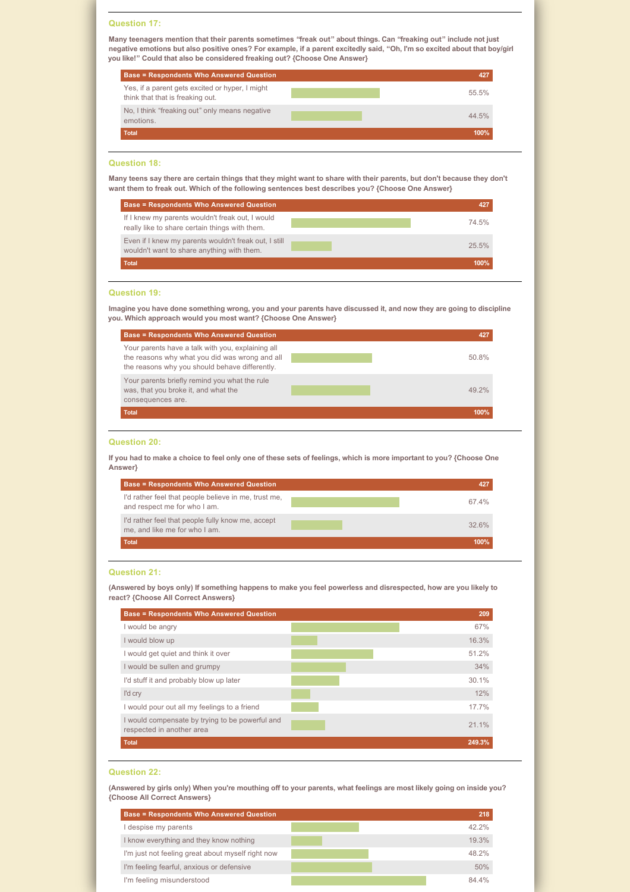### Question 17:

**Many teenagers mention that their parents sometimes "freak out" about things. Can "freaking out" include not just negative emotions but also positive ones? For example, if a parent excitedly said, "Oh, I'm so excited about that boy/girl you like!" Could that also be considered freaking out? {Choose One Answer}**

| Base = Respondents Who Answered Question | 427 |
|---|---|
| Yes, if a parent gets excited or hyper, I might think that that is freaking out. | 55.5% |
| No, I think "freaking out" only means negative emotions. | 44.5% |
| Total | 100% |

### Question 18:

**Many teens say there are certain things that they might want to share with their parents, but don't because they don't want them to freak out. Which of the following sentences best describes you? {Choose One Answer}**

| Base = Respondents Who Answered Question | 427 |
|---|---|
| If I knew my parents wouldn't freak out, I would really like to share certain things with them. | 74.5% |
| Even if I knew my parents wouldn't freak out, I still wouldn't want to share anything with them. | 25.5% |
| Total | 100% |

### Question 19:

**Imagine you have done something wrong, you and your parents have discussed it, and now they are going to discipline you. Which approach would you most want? {Choose One Answer}**

| Base = Respondents Who Answered Question | 427 |
|---|---|
| Your parents have a talk with you, explaining all the reasons why what you did was wrong and all the reasons why you should behave differently. | 50.8% |
| Your parents briefly remind you what the rule was, that you broke it, and what the consequences are. | 49.2% |
| Total | 100% |

### Question 20:

**If you had to make a choice to feel only one of these sets of feelings, which is more important to you? {Choose One Answer}**

| Base = Respondents Who Answered Question | 427 |
|---|---|
| I'd rather feel that people believe in me, trust me, and respect me for who I am. | 67.4% |
| I'd rather feel that people fully know me, accept me, and like me for who I am. | 32.6% |
| Total | 100% |

### Question 21:

**(Answered by boys only) If something happens to make you feel powerless and disrespected, how are you likely to react? {Choose All Correct Answers}**

| Base = Respondents Who Answered Question | 209 |
|---|---|
| I would be angry | 67% |
| I would blow up | 16.3% |
| I would get quiet and think it over | 51.2% |
| I would be sullen and grumpy | 34% |
| I'd stuff it and probably blow up later | 30.1% |
| I'd cry | 12% |
| I would pour out all my feelings to a friend | 17.7% |
| I would compensate by trying to be powerful and respected in another area | 21.1% |
| Total | 249.3% |

### Question 22:

**(Answered by girls only) When you're mouthing off to your parents, what feelings are most likely going on inside you? {Choose All Correct Answers}**

| Base = Respondents Who Answered Question | 218 |
|---|---|
| I despise my parents | 42.2% |
| I know everything and they know nothing | 19.3% |
| I'm just not feeling great about myself right now | 48.2% |
| I'm feeling fearful, anxious or defensive | 50% |
| I'm feeling misunderstood | 84.4% |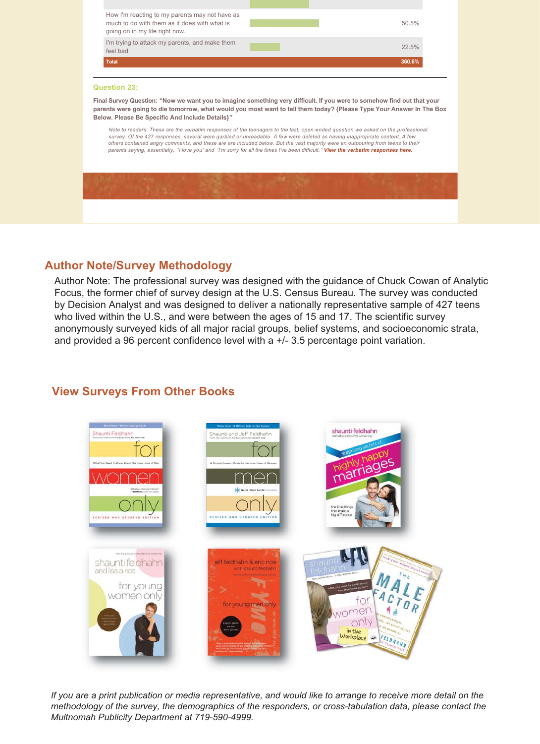| | | |
|---|---|---|
| How I'm reacting to my parents may not have as much to do with them as it does with what is going on in my life right now. | | 50.5% |
| I'm trying to attack my parents, and make them feel bad | | 22.5% |
| **Total** | | **360.6%** |

**Question 23:**

**Final Survey Question: "Now we want you to imagine something very difficult. If you were to somehow find out that your parents were going to die tomorrow, what would you most want to tell them today? {Please Type Your Answer In The Box Below. Please Be Specific And Include Details}"**

*Note to readers: These are the verbatim responses of the teenagers to the last, open-ended question we asked on the professional survey. Of the 427 responses, several were garbled or unreadable. A few were deleted as having inappropriate content. A few others contained angry comments, and these are are included below. But the vast majority were an outpouring from teens to their parents saying, essentially, "I love you" and "I'm sorry for all the times I've been difficult."* ***View the verbatim responses here.***

## Author Note/Survey Methodology

Author Note: The professional survey was designed with the guidance of Chuck Cowan of Analytic Focus, the former chief of survey design at the U.S. Census Bureau. The survey was conducted by Decision Analyst and was designed to deliver a nationally representative sample of 427 teens who lived within the U.S., and were between the ages of 15 and 17. The scientific survey anonymously surveyed kids of all major racial groups, belief systems, and socioeconomic strata, and provided a 96 percent confidence level with a +/- 3.5 percentage point variation.

## View Surveys From Other Books

*If you are a print publication or media representative, and would like to arrange to receive more detail on the methodology of the survey, the demographics of the responders, or cross-tabulation data, please contact the Multnomah Publicity Department at 719-590-4999.*